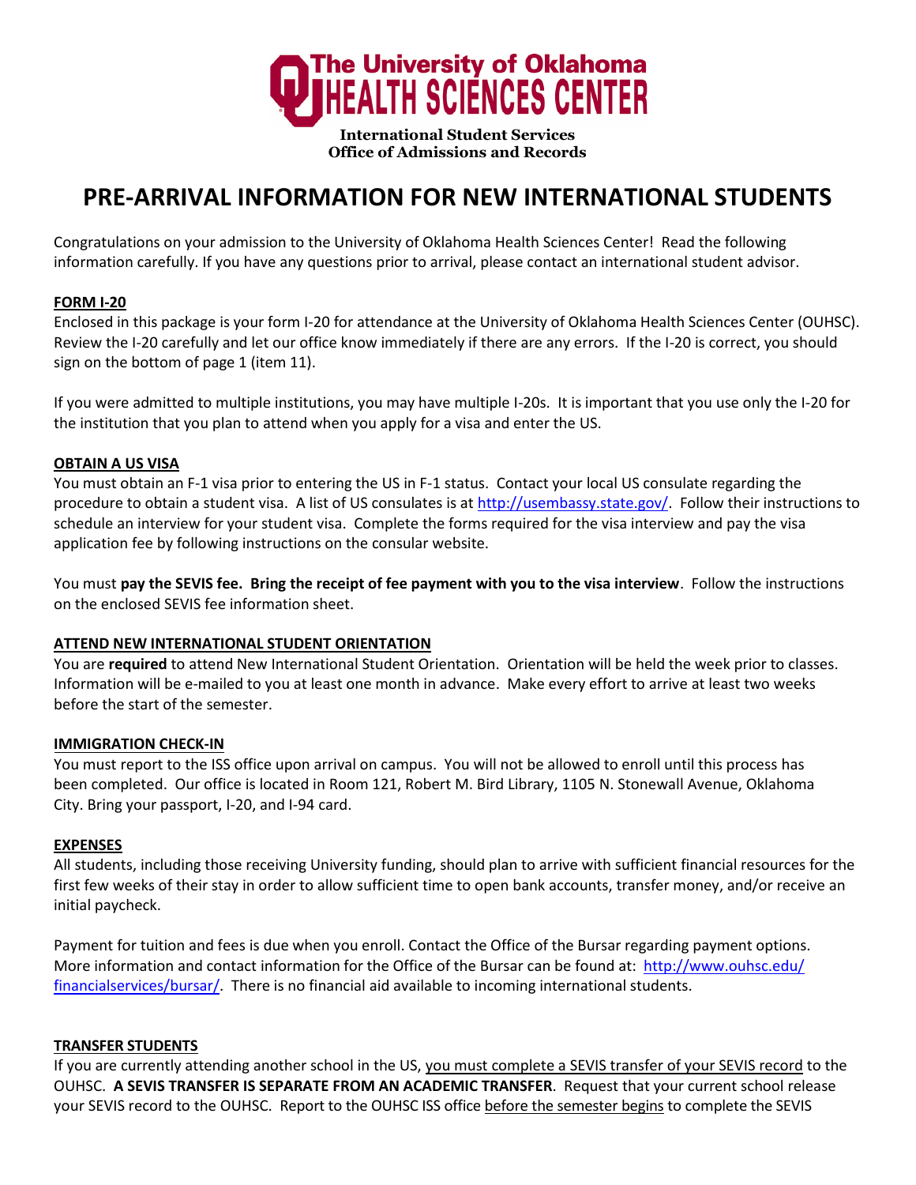**The University of Oklahoma HEALTH SCIENCES CENTER**

**International Student Services**
**Office of Admissions and Records**

# PRE-ARRIVAL INFORMATION FOR NEW INTERNATIONAL STUDENTS

Congratulations on your admission to the University of Oklahoma Health Sciences Center! Read the following information carefully. If you have any questions prior to arrival, please contact an international student advisor.

## FORM I-20

Enclosed in this package is your form I-20 for attendance at the University of Oklahoma Health Sciences Center (OUHSC). Review the I-20 carefully and let our office know immediately if there are any errors. If the I-20 is correct, you should sign on the bottom of page 1 (item 11).

If you were admitted to multiple institutions, you may have multiple I-20s. It is important that you use only the I-20 for the institution that you plan to attend when you apply for a visa and enter the US.

## OBTAIN A US VISA

You must obtain an F-1 visa prior to entering the US in F-1 status. Contact your local US consulate regarding the procedure to obtain a student visa. A list of US consulates is at [http://usembassy.state.gov/](http://usembassy.state.gov/). Follow their instructions to schedule an interview for your student visa. Complete the forms required for the visa interview and pay the visa application fee by following instructions on the consular website.

You must **pay the SEVIS fee. Bring the receipt of fee payment with you to the visa interview**. Follow the instructions on the enclosed SEVIS fee information sheet.

## ATTEND NEW INTERNATIONAL STUDENT ORIENTATION

You are **required** to attend New International Student Orientation. Orientation will be held the week prior to classes. Information will be e-mailed to you at least one month in advance. Make every effort to arrive at least two weeks before the start of the semester.

## IMMIGRATION CHECK-IN

You must report to the ISS office upon arrival on campus. You will not be allowed to enroll until this process has been completed. Our office is located in Room 121, Robert M. Bird Library, 1105 N. Stonewall Avenue, Oklahoma City. Bring your passport, I-20, and I-94 card.

## EXPENSES

All students, including those receiving University funding, should plan to arrive with sufficient financial resources for the first few weeks of their stay in order to allow sufficient time to open bank accounts, transfer money, and/or receive an initial paycheck.

Payment for tuition and fees is due when you enroll. Contact the Office of the Bursar regarding payment options. More information and contact information for the Office of the Bursar can be found at: [http://www.ouhsc.edu/financialservices/bursar/](http://www.ouhsc.edu/financialservices/bursar/). There is no financial aid available to incoming international students.

## TRANSFER STUDENTS

If you are currently attending another school in the US, you must complete a SEVIS transfer of your SEVIS record to the OUHSC. **A SEVIS TRANSFER IS SEPARATE FROM AN ACADEMIC TRANSFER**. Request that your current school release your SEVIS record to the OUHSC. Report to the OUHSC ISS office before the semester begins to complete the SEVIS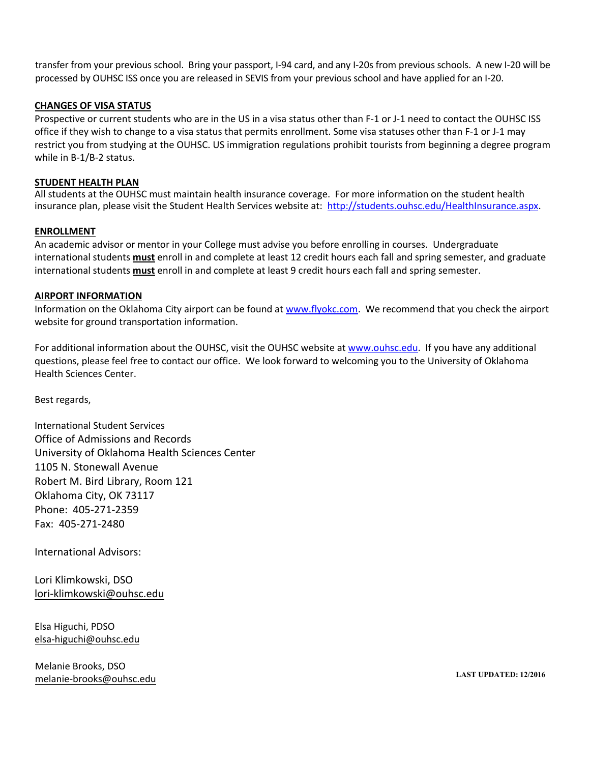transfer from your previous school. Bring your passport, I-94 card, and any I-20s from previous schools. A new I-20 will be processed by OUHSC ISS once you are released in SEVIS from your previous school and have applied for an I-20.

## CHANGES OF VISA STATUS

Prospective or current students who are in the US in a visa status other than F-1 or J-1 need to contact the OUHSC ISS office if they wish to change to a visa status that permits enrollment. Some visa statuses other than F-1 or J-1 may restrict you from studying at the OUHSC. US immigration regulations prohibit tourists from beginning a degree program while in B-1/B-2 status.

## STUDENT HEALTH PLAN

All students at the OUHSC must maintain health insurance coverage. For more information on the student health insurance plan, please visit the Student Health Services website at: http://students.ouhsc.edu/HealthInsurance.aspx.

## ENROLLMENT

An academic advisor or mentor in your College must advise you before enrolling in courses. Undergraduate international students **must** enroll in and complete at least 12 credit hours each fall and spring semester, and graduate international students **must** enroll in and complete at least 9 credit hours each fall and spring semester.

## AIRPORT INFORMATION

Information on the Oklahoma City airport can be found at www.flyokc.com. We recommend that you check the airport website for ground transportation information.

For additional information about the OUHSC, visit the OUHSC website at www.ouhsc.edu. If you have any additional questions, please feel free to contact our office. We look forward to welcoming you to the University of Oklahoma Health Sciences Center.

Best regards,

International Student Services
Office of Admissions and Records
University of Oklahoma Health Sciences Center
1105 N. Stonewall Avenue
Robert M. Bird Library, Room 121
Oklahoma City, OK 73117
Phone: 405-271-2359
Fax: 405-271-2480

International Advisors:

Lori Klimkowski, DSO
lori-klimkowski@ouhsc.edu

Elsa Higuchi, PDSO
elsa-higuchi@ouhsc.edu

Melanie Brooks, DSO
melanie-brooks@ouhsc.edu

LAST UPDATED: 12/2016